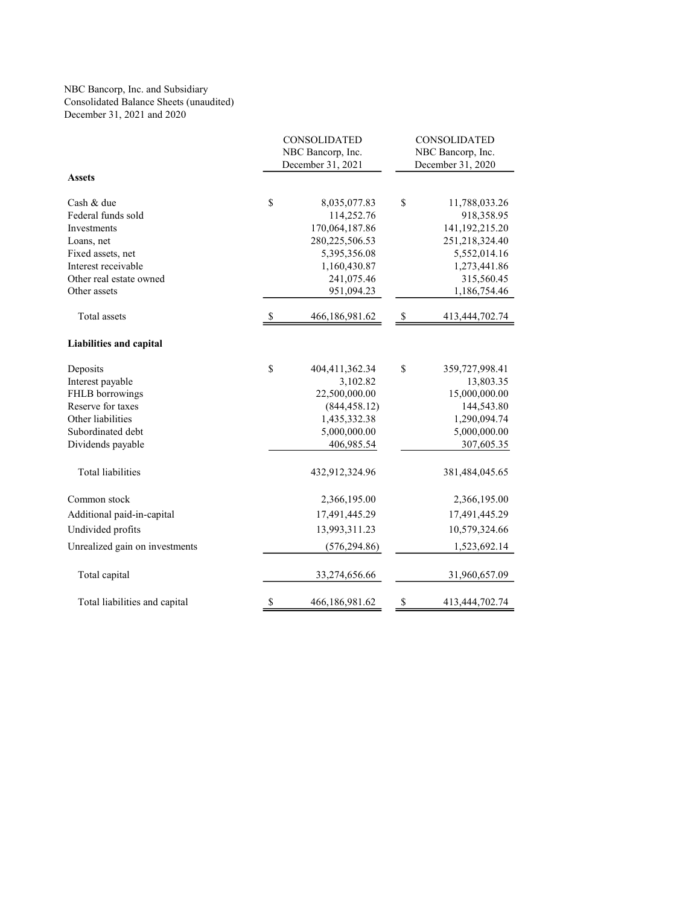NBC Bancorp, Inc. and Subsidiary
Consolidated Balance Sheets (unaudited)
December 31, 2021 and 2020

| | CONSOLIDATED NBC Bancorp, Inc. December 31, 2021 | CONSOLIDATED NBC Bancorp, Inc. December 31, 2020 |
|---|---|---|
| **Assets** | | |
| Cash & due | $ 8,035,077.83 | $ 11,788,033.26 |
| Federal funds sold | 114,252.76 | 918,358.95 |
| Investments | 170,064,187.86 | 141,192,215.20 |
| Loans, net | 280,225,506.53 | 251,218,324.40 |
| Fixed assets, net | 5,395,356.08 | 5,552,014.16 |
| Interest receivable | 1,160,430.87 | 1,273,441.86 |
| Other real estate owned | 241,075.46 | 315,560.45 |
| Other assets | 951,094.23 | 1,186,754.46 |
| Total assets | $ 466,186,981.62 | $ 413,444,702.74 |
| **Liabilities and capital** | | |
| Deposits | $ 404,411,362.34 | $ 359,727,998.41 |
| Interest payable | 3,102.82 | 13,803.35 |
| FHLB borrowings | 22,500,000.00 | 15,000,000.00 |
| Reserve for taxes | (844,458.12) | 144,543.80 |
| Other liabilities | 1,435,332.38 | 1,290,094.74 |
| Subordinated debt | 5,000,000.00 | 5,000,000.00 |
| Dividends payable | 406,985.54 | 307,605.35 |
| Total liabilities | 432,912,324.96 | 381,484,045.65 |
| Common stock | 2,366,195.00 | 2,366,195.00 |
| Additional paid-in-capital | 17,491,445.29 | 17,491,445.29 |
| Undivided profits | 13,993,311.23 | 10,579,324.66 |
| Unrealized gain on investments | (576,294.86) | 1,523,692.14 |
| Total capital | 33,274,656.66 | 31,960,657.09 |
| Total liabilities and capital | $ 466,186,981.62 | $ 413,444,702.74 |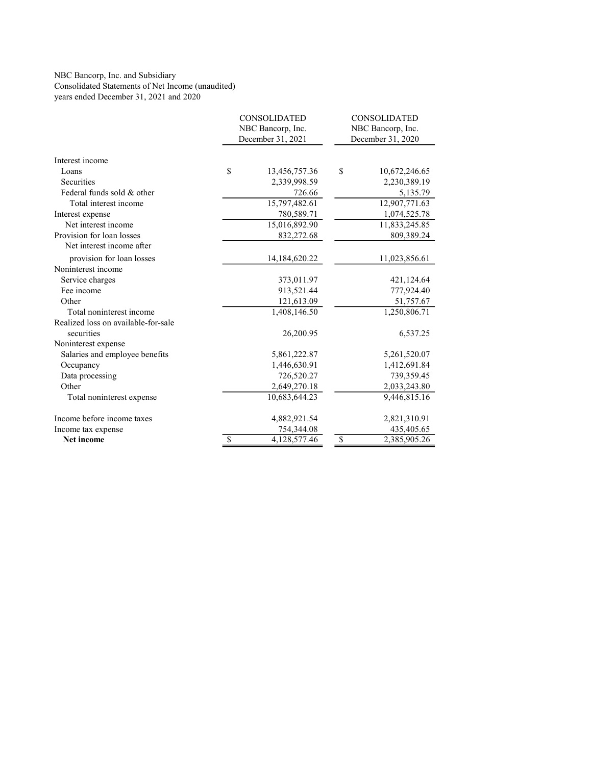NBC Bancorp, Inc. and Subsidiary
Consolidated Statements of Net Income (unaudited)
years ended December 31, 2021 and 2020

| | CONSOLIDATED NBC Bancorp, Inc. December 31, 2021 | CONSOLIDATED NBC Bancorp, Inc. December 31, 2020 |
|---|---|---|
| Interest income | | |
| Loans | $ 13,456,757.36 | $ 10,672,246.65 |
| Securities | 2,339,998.59 | 2,230,389.19 |
| Federal funds sold & other | 726.66 | 5,135.79 |
| Total interest income | 15,797,482.61 | 12,907,771.63 |
| Interest expense | 780,589.71 | 1,074,525.78 |
| Net interest income | 15,016,892.90 | 11,833,245.85 |
| Provision for loan losses | 832,272.68 | 809,389.24 |
| Net interest income after provision for loan losses | 14,184,620.22 | 11,023,856.61 |
| Noninterest income | | |
| Service charges | 373,011.97 | 421,124.64 |
| Fee income | 913,521.44 | 777,924.40 |
| Other | 121,613.09 | 51,757.67 |
| Total noninterest income | 1,408,146.50 | 1,250,806.71 |
| Realized loss on available-for-sale securities | 26,200.95 | 6,537.25 |
| Noninterest expense | | |
| Salaries and employee benefits | 5,861,222.87 | 5,261,520.07 |
| Occupancy | 1,446,630.91 | 1,412,691.84 |
| Data processing | 726,520.27 | 739,359.45 |
| Other | 2,649,270.18 | 2,033,243.80 |
| Total noninterest expense | 10,683,644.23 | 9,446,815.16 |
| Income before income taxes | 4,882,921.54 | 2,821,310.91 |
| Income tax expense | 754,344.08 | 435,405.65 |
| **Net income** | $ 4,128,577.46 | $ 2,385,905.26 |